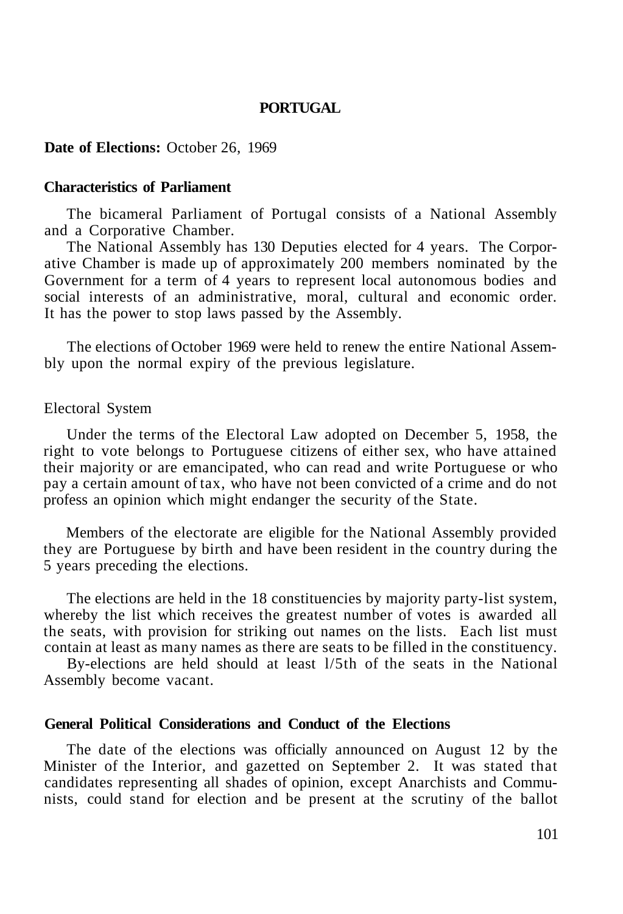# PORTUGAL

**Date of Elections:** October 26, 1969

## Characteristics of Parliament

The bicameral Parliament of Portugal consists of a National Assembly and a Corporative Chamber.

The National Assembly has 130 Deputies elected for 4 years. The Corporative Chamber is made up of approximately 200 members nominated by the Government for a term of 4 years to represent local autonomous bodies and social interests of an administrative, moral, cultural and economic order. It has the power to stop laws passed by the Assembly.

The elections of October 1969 were held to renew the entire National Assembly upon the normal expiry of the previous legislature.

## Electoral System

Under the terms of the Electoral Law adopted on December 5, 1958, the right to vote belongs to Portuguese citizens of either sex, who have attained their majority or are emancipated, who can read and write Portuguese or who pay a certain amount of tax, who have not been convicted of a crime and do not profess an opinion which might endanger the security of the State.

Members of the electorate are eligible for the National Assembly provided they are Portuguese by birth and have been resident in the country during the 5 years preceding the elections.

The elections are held in the 18 constituencies by majority party-list system, whereby the list which receives the greatest number of votes is awarded all the seats, with provision for striking out names on the lists. Each list must contain at least as many names as there are seats to be filled in the constituency.

By-elections are held should at least 1/5th of the seats in the National Assembly become vacant.

## General Political Considerations and Conduct of the Elections

The date of the elections was officially announced on August 12 by the Minister of the Interior, and gazetted on September 2. It was stated that candidates representing all shades of opinion, except Anarchists and Communists, could stand for election and be present at the scrutiny of the ballot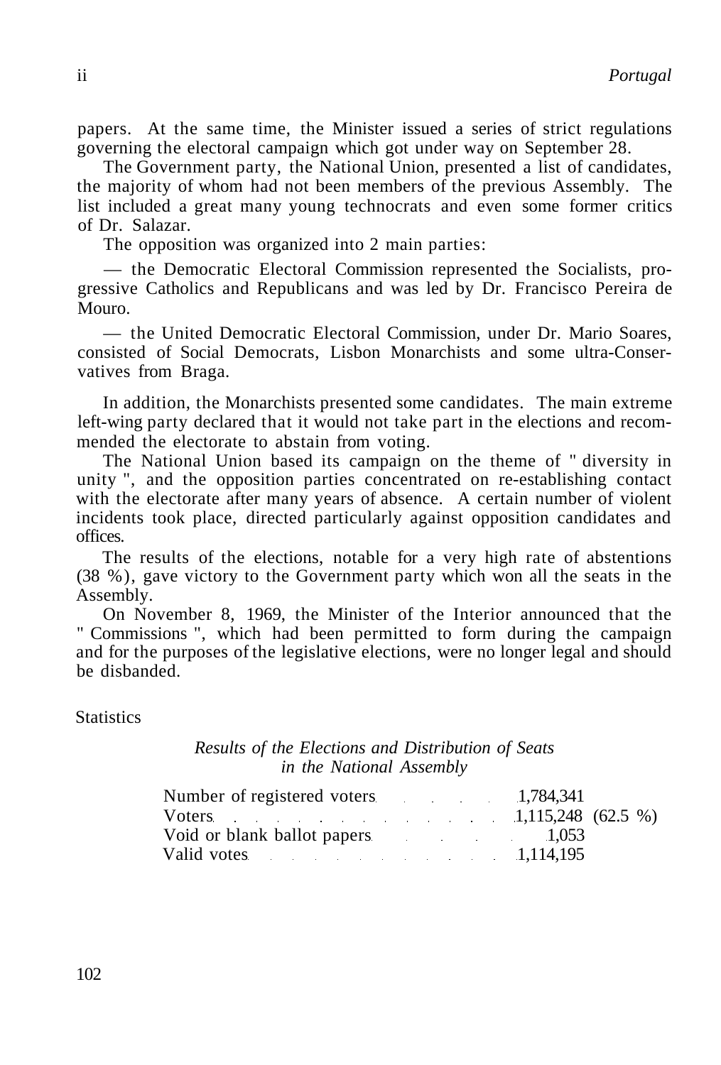papers. At the same time, the Minister issued a series of strict regulations governing the electoral campaign which got under way on September 28.

The Government party, the National Union, presented a list of candidates, the majority of whom had not been members of the previous Assembly. The list included a great many young technocrats and even some former critics of Dr. Salazar.

The opposition was organized into 2 main parties:

— the Democratic Electoral Commission represented the Socialists, progressive Catholics and Republicans and was led by Dr. Francisco Pereira de Mouro.

— the United Democratic Electoral Commission, under Dr. Mario Soares, consisted of Social Democrats, Lisbon Monarchists and some ultra-Conservatives from Braga.

In addition, the Monarchists presented some candidates. The main extreme left-wing party declared that it would not take part in the elections and recommended the electorate to abstain from voting.

The National Union based its campaign on the theme of " diversity in unity ", and the opposition parties concentrated on re-establishing contact with the electorate after many years of absence. A certain number of violent incidents took place, directed particularly against opposition candidates and offices.

The results of the elections, notable for a very high rate of abstentions (38 %), gave victory to the Government party which won all the seats in the Assembly.

On November 8, 1969, the Minister of the Interior announced that the " Commissions ", which had been permitted to form during the campaign and for the purposes of the legislative elections, were no longer legal and should be disbanded.

Statistics

*Results of the Elections and Distribution of Seats in the National Assembly*

| | | |
|---|---|---|
| Number of registered voters | 1,784,341 | |
| Voters | 1,115,248 | (62.5 %) |
| Void or blank ballot papers | 1,053 | |
| Valid votes | 1,114,195 | |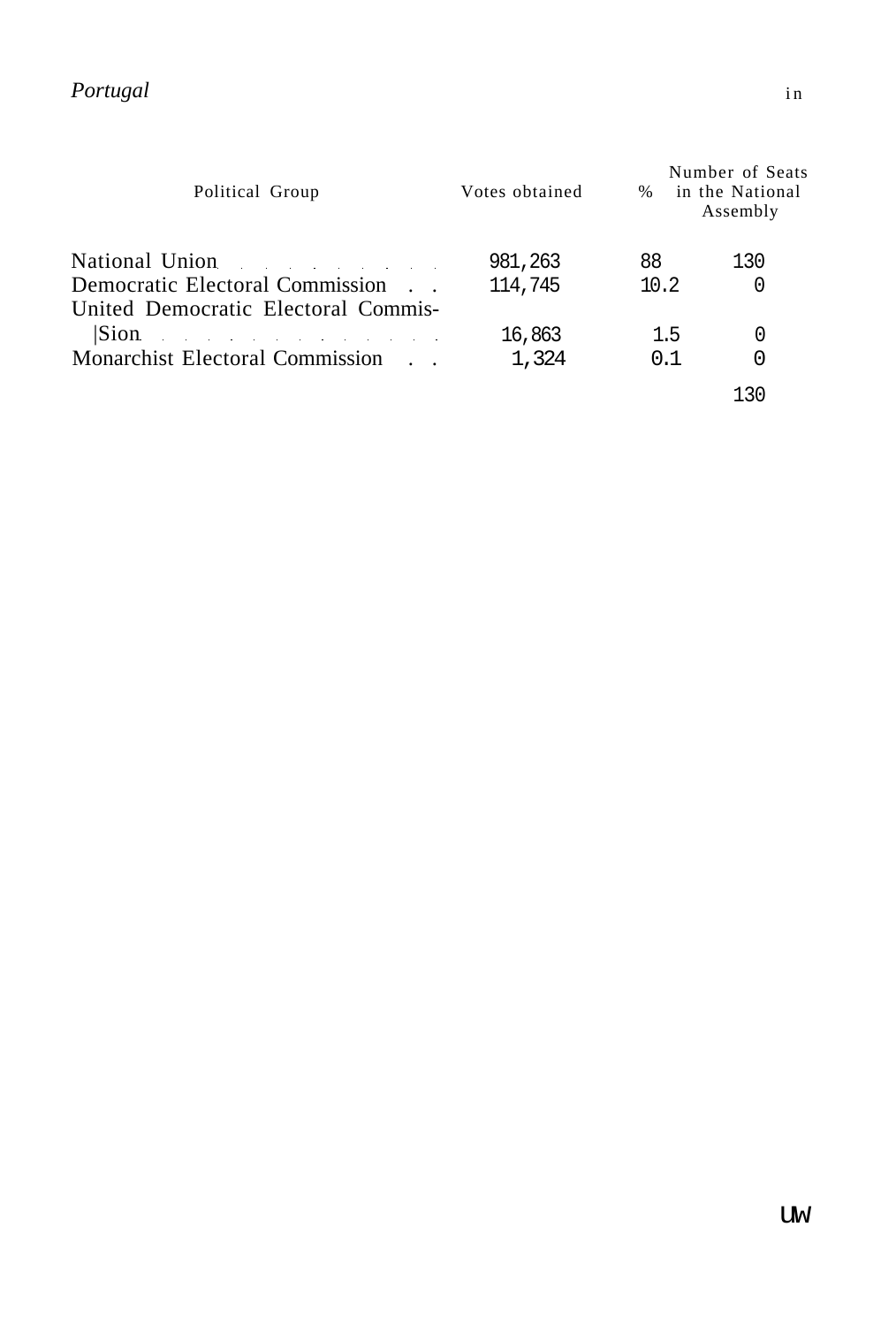*Portugal*

| Political Group | Votes obtained | % | Number of Seats in the National Assembly |
|---|---|---|---|
| National Union | 981,263 | 88 | 130 |
| Democratic Electoral Commission | 114,745 | 10.2 | 0 |
| United Democratic Electoral Commission | 16,863 | 1.5 | 0 |
| Monarchist Electoral Commission | 1,324 | 0.1 | 0 |
| | | | 130 |